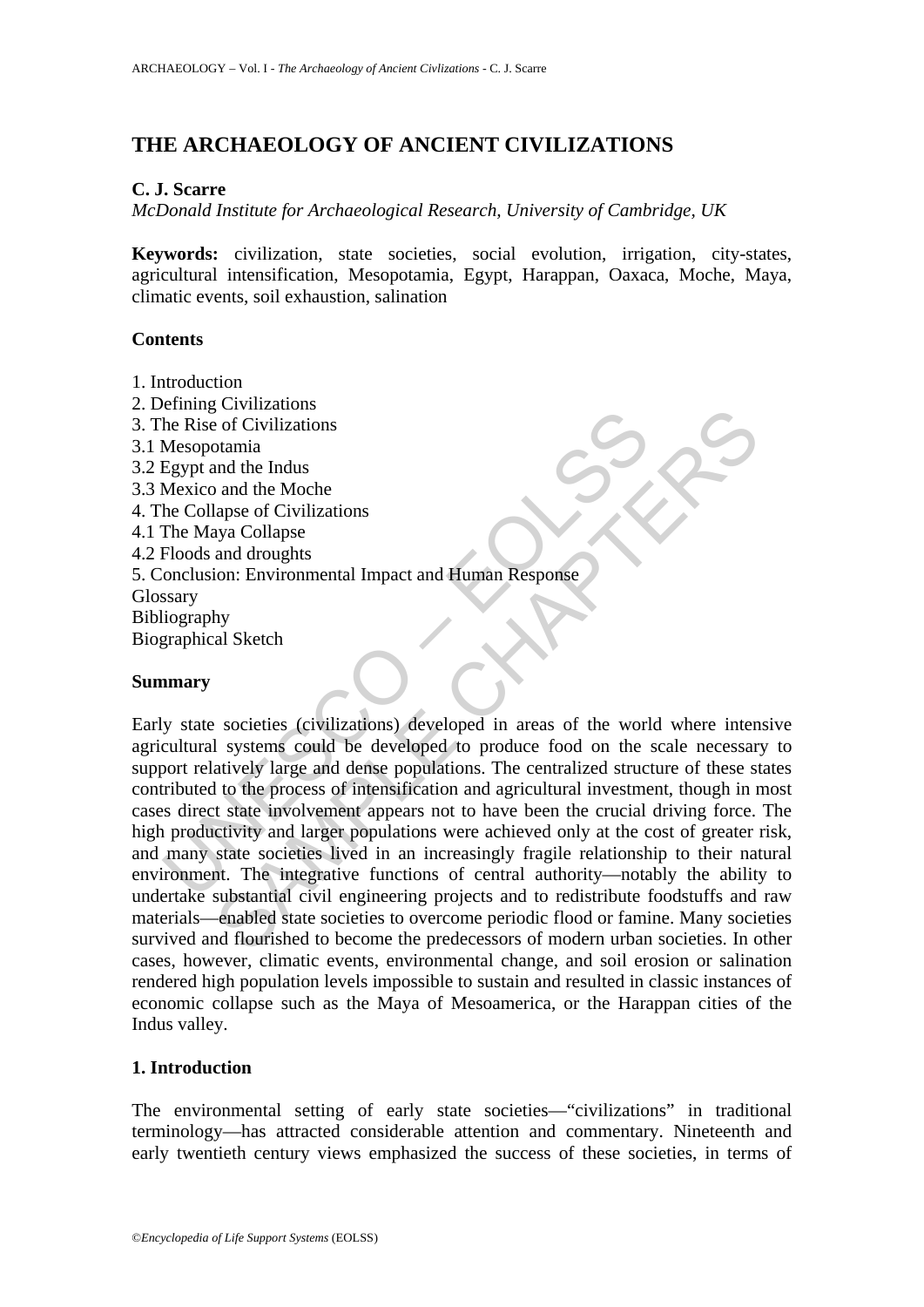# THE ARCHAEOLOGY OF ANCIENT CIVILIZATIONS

**C. J. Scarre**

*McDonald Institute for Archaeological Research, University of Cambridge, UK*

**Keywords:** civilization, state societies, social evolution, irrigation, city-states, agricultural intensification, Mesopotamia, Egypt, Harappan, Oaxaca, Moche, Maya, climatic events, soil exhaustion, salination

**Contents**

1. Introduction
2. Defining Civilizations
3. The Rise of Civilizations
3.1 Mesopotamia
3.2 Egypt and the Indus
3.3 Mexico and the Moche
4. The Collapse of Civilizations
4.1 The Maya Collapse
4.2 Floods and droughts
5. Conclusion: Environmental Impact and Human Response
Glossary
Bibliography
Biographical Sketch

**Summary**

Early state societies (civilizations) developed in areas of the world where intensive agricultural systems could be developed to produce food on the scale necessary to support relatively large and dense populations. The centralized structure of these states contributed to the process of intensification and agricultural investment, though in most cases direct state involvement appears not to have been the crucial driving force. The high productivity and larger populations were achieved only at the cost of greater risk, and many state societies lived in an increasingly fragile relationship to their natural environment. The integrative functions of central authority—notably the ability to undertake substantial civil engineering projects and to redistribute foodstuffs and raw materials—enabled state societies to overcome periodic flood or famine. Many societies survived and flourished to become the predecessors of modern urban societies. In other cases, however, climatic events, environmental change, and soil erosion or salination rendered high population levels impossible to sustain and resulted in classic instances of economic collapse such as the Maya of Mesoamerica, or the Harappan cities of the Indus valley.

## 1. Introduction

The environmental setting of early state societies—"civilizations" in traditional terminology—has attracted considerable attention and commentary. Nineteenth and early twentieth century views emphasized the success of these societies, in terms of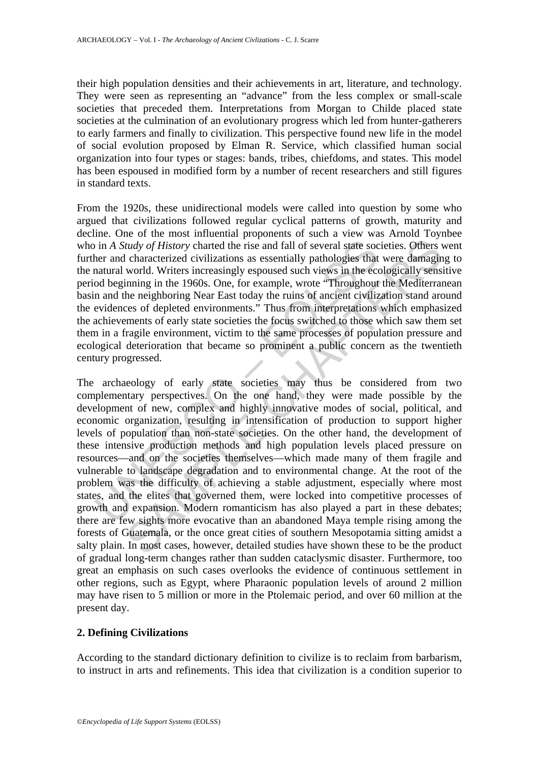their high population densities and their achievements in art, literature, and technology. They were seen as representing an "advance" from the less complex or small-scale societies that preceded them. Interpretations from Morgan to Childe placed state societies at the culmination of an evolutionary progress which led from hunter-gatherers to early farmers and finally to civilization. This perspective found new life in the model of social evolution proposed by Elman R. Service, which classified human social organization into four types or stages: bands, tribes, chiefdoms, and states. This model has been espoused in modified form by a number of recent researchers and still figures in standard texts.

From the 1920s, these unidirectional models were called into question by some who argued that civilizations followed regular cyclical patterns of growth, maturity and decline. One of the most influential proponents of such a view was Arnold Toynbee who in *A Study of History* charted the rise and fall of several state societies. Others went further and characterized civilizations as essentially pathologies that were damaging to the natural world. Writers increasingly espoused such views in the ecologically sensitive period beginning in the 1960s. One, for example, wrote "Throughout the Mediterranean basin and the neighboring Near East today the ruins of ancient civilization stand around the evidences of depleted environments." Thus from interpretations which emphasized the achievements of early state societies the focus switched to those which saw them set them in a fragile environment, victim to the same processes of population pressure and ecological deterioration that became so prominent a public concern as the twentieth century progressed.

The archaeology of early state societies may thus be considered from two complementary perspectives. On the one hand, they were made possible by the development of new, complex and highly innovative modes of social, political, and economic organization, resulting in intensification of production to support higher levels of population than non-state societies. On the other hand, the development of these intensive production methods and high population levels placed pressure on resources—and on the societies themselves—which made many of them fragile and vulnerable to landscape degradation and to environmental change. At the root of the problem was the difficulty of achieving a stable adjustment, especially where most states, and the elites that governed them, were locked into competitive processes of growth and expansion. Modern romanticism has also played a part in these debates; there are few sights more evocative than an abandoned Maya temple rising among the forests of Guatemala, or the once great cities of southern Mesopotamia sitting amidst a salty plain. In most cases, however, detailed studies have shown these to be the product of gradual long-term changes rather than sudden cataclysmic disaster. Furthermore, too great an emphasis on such cases overlooks the evidence of continuous settlement in other regions, such as Egypt, where Pharaonic population levels of around 2 million may have risen to 5 million or more in the Ptolemaic period, and over 60 million at the present day.

## 2. Defining Civilizations

According to the standard dictionary definition to civilize is to reclaim from barbarism, to instruct in arts and refinements. This idea that civilization is a condition superior to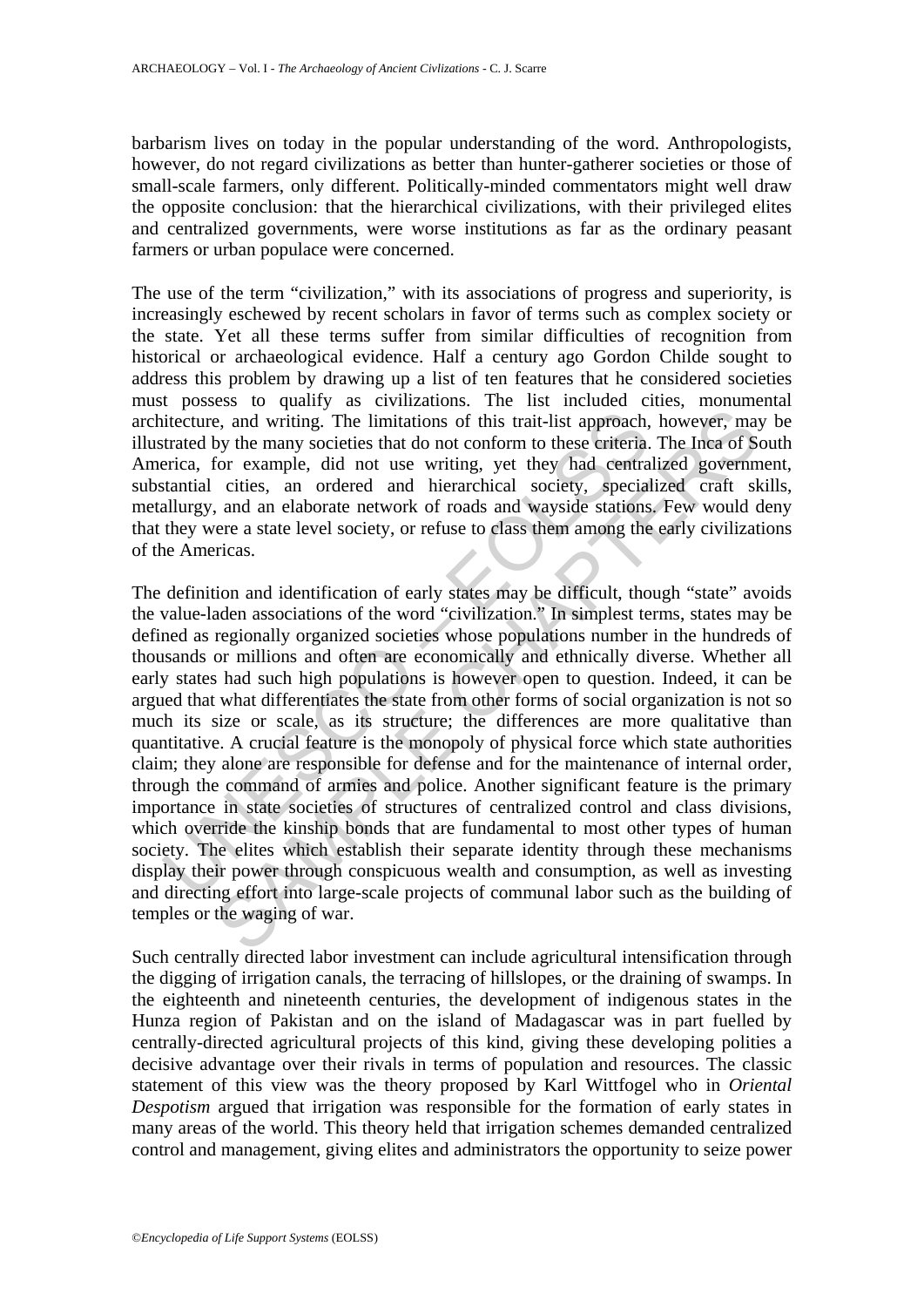barbarism lives on today in the popular understanding of the word. Anthropologists, however, do not regard civilizations as better than hunter-gatherer societies or those of small-scale farmers, only different. Politically-minded commentators might well draw the opposite conclusion: that the hierarchical civilizations, with their privileged elites and centralized governments, were worse institutions as far as the ordinary peasant farmers or urban populace were concerned.

The use of the term "civilization," with its associations of progress and superiority, is increasingly eschewed by recent scholars in favor of terms such as complex society or the state. Yet all these terms suffer from similar difficulties of recognition from historical or archaeological evidence. Half a century ago Gordon Childe sought to address this problem by drawing up a list of ten features that he considered societies must possess to qualify as civilizations. The list included cities, monumental architecture, and writing. The limitations of this trait-list approach, however, may be illustrated by the many societies that do not conform to these criteria. The Inca of South America, for example, did not use writing, yet they had centralized government, substantial cities, an ordered and hierarchical society, specialized craft skills, metallurgy, and an elaborate network of roads and wayside stations. Few would deny that they were a state level society, or refuse to class them among the early civilizations of the Americas.

The definition and identification of early states may be difficult, though "state" avoids the value-laden associations of the word "civilization." In simplest terms, states may be defined as regionally organized societies whose populations number in the hundreds of thousands or millions and often are economically and ethnically diverse. Whether all early states had such high populations is however open to question. Indeed, it can be argued that what differentiates the state from other forms of social organization is not so much its size or scale, as its structure; the differences are more qualitative than quantitative. A crucial feature is the monopoly of physical force which state authorities claim; they alone are responsible for defense and for the maintenance of internal order, through the command of armies and police. Another significant feature is the primary importance in state societies of structures of centralized control and class divisions, which override the kinship bonds that are fundamental to most other types of human society. The elites which establish their separate identity through these mechanisms display their power through conspicuous wealth and consumption, as well as investing and directing effort into large-scale projects of communal labor such as the building of temples or the waging of war.

Such centrally directed labor investment can include agricultural intensification through the digging of irrigation canals, the terracing of hillslopes, or the draining of swamps. In the eighteenth and nineteenth centuries, the development of indigenous states in the Hunza region of Pakistan and on the island of Madagascar was in part fuelled by centrally-directed agricultural projects of this kind, giving these developing polities a decisive advantage over their rivals in terms of population and resources. The classic statement of this view was the theory proposed by Karl Wittfogel who in *Oriental Despotism* argued that irrigation was responsible for the formation of early states in many areas of the world. This theory held that irrigation schemes demanded centralized control and management, giving elites and administrators the opportunity to seize power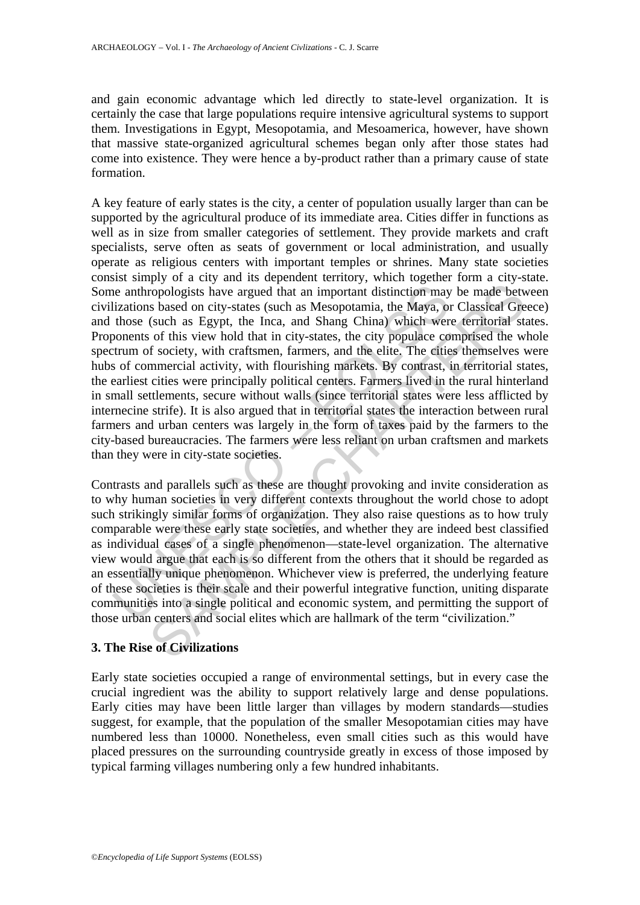and gain economic advantage which led directly to state-level organization. It is certainly the case that large populations require intensive agricultural systems to support them. Investigations in Egypt, Mesopotamia, and Mesoamerica, however, have shown that massive state-organized agricultural schemes began only after those states had come into existence. They were hence a by-product rather than a primary cause of state formation.

A key feature of early states is the city, a center of population usually larger than can be supported by the agricultural produce of its immediate area. Cities differ in functions as well as in size from smaller categories of settlement. They provide markets and craft specialists, serve often as seats of government or local administration, and usually operate as religious centers with important temples or shrines. Many state societies consist simply of a city and its dependent territory, which together form a city-state. Some anthropologists have argued that an important distinction may be made between civilizations based on city-states (such as Mesopotamia, the Maya, or Classical Greece) and those (such as Egypt, the Inca, and Shang China) which were territorial states. Proponents of this view hold that in city-states, the city populace comprised the whole spectrum of society, with craftsmen, farmers, and the elite. The cities themselves were hubs of commercial activity, with flourishing markets. By contrast, in territorial states, the earliest cities were principally political centers. Farmers lived in the rural hinterland in small settlements, secure without walls (since territorial states were less afflicted by internecine strife). It is also argued that in territorial states the interaction between rural farmers and urban centers was largely in the form of taxes paid by the farmers to the city-based bureaucracies. The farmers were less reliant on urban craftsmen and markets than they were in city-state societies.

Contrasts and parallels such as these are thought provoking and invite consideration as to why human societies in very different contexts throughout the world chose to adopt such strikingly similar forms of organization. They also raise questions as to how truly comparable were these early state societies, and whether they are indeed best classified as individual cases of a single phenomenon—state-level organization. The alternative view would argue that each is so different from the others that it should be regarded as an essentially unique phenomenon. Whichever view is preferred, the underlying feature of these societies is their scale and their powerful integrative function, uniting disparate communities into a single political and economic system, and permitting the support of those urban centers and social elites which are hallmark of the term "civilization."

## 3. The Rise of Civilizations

Early state societies occupied a range of environmental settings, but in every case the crucial ingredient was the ability to support relatively large and dense populations. Early cities may have been little larger than villages by modern standards—studies suggest, for example, that the population of the smaller Mesopotamian cities may have numbered less than 10000. Nonetheless, even small cities such as this would have placed pressures on the surrounding countryside greatly in excess of those imposed by typical farming villages numbering only a few hundred inhabitants.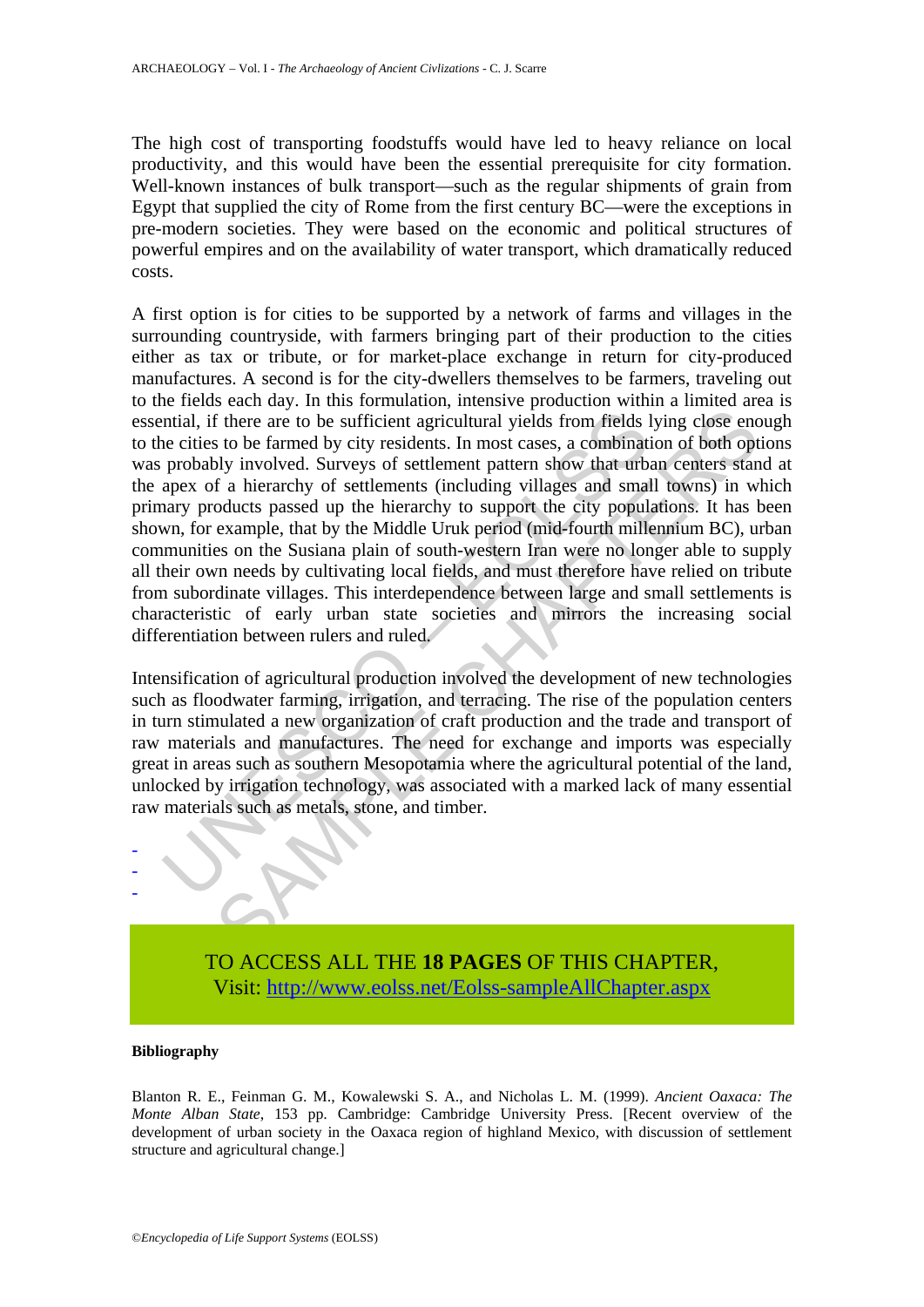The high cost of transporting foodstuffs would have led to heavy reliance on local productivity, and this would have been the essential prerequisite for city formation. Well-known instances of bulk transport—such as the regular shipments of grain from Egypt that supplied the city of Rome from the first century BC—were the exceptions in pre-modern societies. They were based on the economic and political structures of powerful empires and on the availability of water transport, which dramatically reduced costs.

A first option is for cities to be supported by a network of farms and villages in the surrounding countryside, with farmers bringing part of their production to the cities either as tax or tribute, or for market-place exchange in return for city-produced manufactures. A second is for the city-dwellers themselves to be farmers, traveling out to the fields each day. In this formulation, intensive production within a limited area is essential, if there are to be sufficient agricultural yields from fields lying close enough to the cities to be farmed by city residents. In most cases, a combination of both options was probably involved. Surveys of settlement pattern show that urban centers stand at the apex of a hierarchy of settlements (including villages and small towns) in which primary products passed up the hierarchy to support the city populations. It has been shown, for example, that by the Middle Uruk period (mid-fourth millennium BC), urban communities on the Susiana plain of south-western Iran were no longer able to supply all their own needs by cultivating local fields, and must therefore have relied on tribute from subordinate villages. This interdependence between large and small settlements is characteristic of early urban state societies and mirrors the increasing social differentiation between rulers and ruled.

Intensification of agricultural production involved the development of new technologies such as floodwater farming, irrigation, and terracing. The rise of the population centers in turn stimulated a new organization of craft production and the trade and transport of raw materials and manufactures. The need for exchange and imports was especially great in areas such as southern Mesopotamia where the agricultural potential of the land, unlocked by irrigation technology, was associated with a marked lack of many essential raw materials such as metals, stone, and timber.

-
-
-

TO ACCESS ALL THE **18 PAGES** OF THIS CHAPTER,
Visit: http://www.eolss.net/Eolss-sampleAllChapter.aspx

**Bibliography**

Blanton R. E., Feinman G. M., Kowalewski S. A., and Nicholas L. M. (1999). *Ancient Oaxaca: The Monte Alban State*, 153 pp. Cambridge: Cambridge University Press. [Recent overview of the development of urban society in the Oaxaca region of highland Mexico, with discussion of settlement structure and agricultural change.]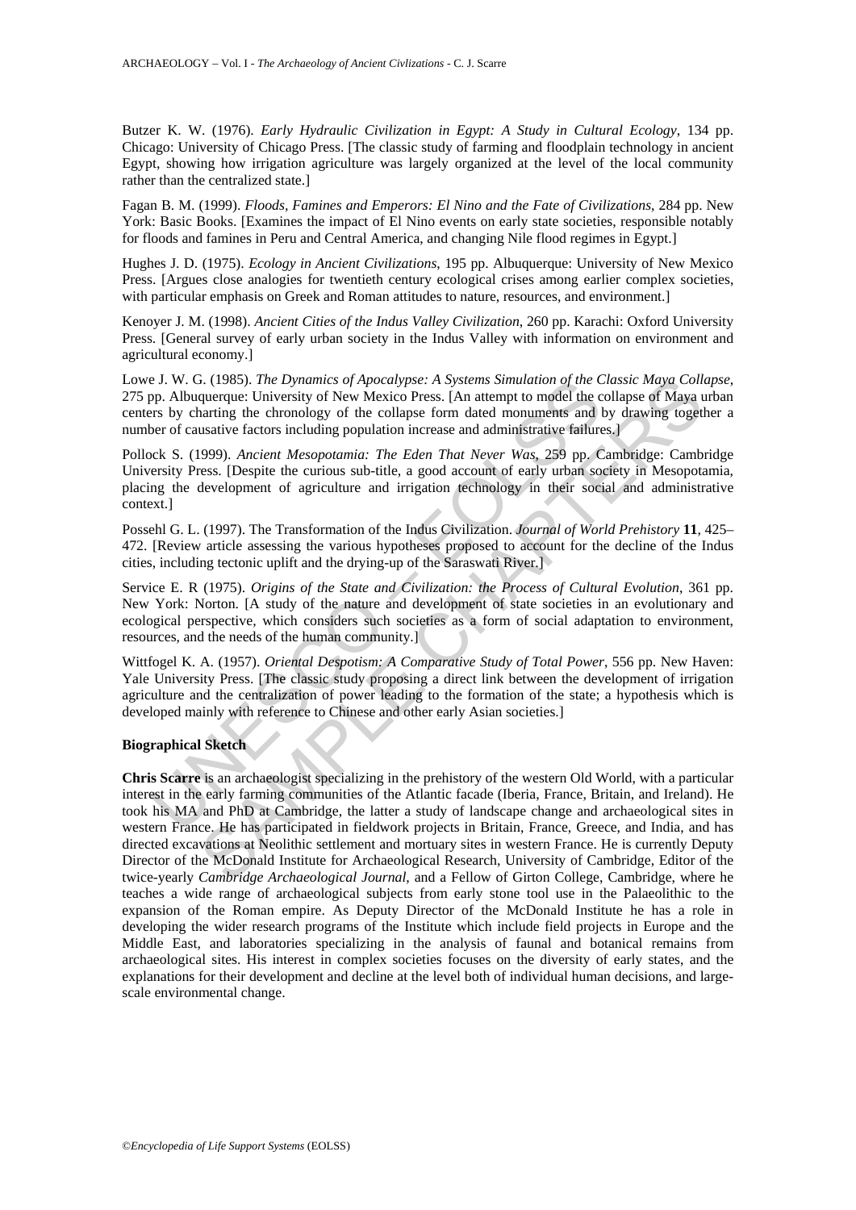Butzer K. W. (1976). *Early Hydraulic Civilization in Egypt: A Study in Cultural Ecology*, 134 pp. Chicago: University of Chicago Press. [The classic study of farming and floodplain technology in ancient Egypt, showing how irrigation agriculture was largely organized at the level of the local community rather than the centralized state.]

Fagan B. M. (1999). *Floods, Famines and Emperors: El Nino and the Fate of Civilizations*, 284 pp. New York: Basic Books. [Examines the impact of El Nino events on early state societies, responsible notably for floods and famines in Peru and Central America, and changing Nile flood regimes in Egypt.]

Hughes J. D. (1975). *Ecology in Ancient Civilizations*, 195 pp. Albuquerque: University of New Mexico Press. [Argues close analogies for twentieth century ecological crises among earlier complex societies, with particular emphasis on Greek and Roman attitudes to nature, resources, and environment.]

Kenoyer J. M. (1998). *Ancient Cities of the Indus Valley Civilization*, 260 pp. Karachi: Oxford University Press. [General survey of early urban society in the Indus Valley with information on environment and agricultural economy.]

Lowe J. W. G. (1985). *The Dynamics of Apocalypse: A Systems Simulation of the Classic Maya Collapse*, 275 pp. Albuquerque: University of New Mexico Press. [An attempt to model the collapse of Maya urban centers by charting the chronology of the collapse form dated monuments and by drawing together a number of causative factors including population increase and administrative failures.]

Pollock S. (1999). *Ancient Mesopotamia: The Eden That Never Was*, 259 pp. Cambridge: Cambridge University Press. [Despite the curious sub-title, a good account of early urban society in Mesopotamia, placing the development of agriculture and irrigation technology in their social and administrative context.]

Possehl G. L. (1997). The Transformation of the Indus Civilization. *Journal of World Prehistory* **11**, 425–472. [Review article assessing the various hypotheses proposed to account for the decline of the Indus cities, including tectonic uplift and the drying-up of the Saraswati River.]

Service E. R (1975). *Origins of the State and Civilization: the Process of Cultural Evolution*, 361 pp. New York: Norton. [A study of the nature and development of state societies in an evolutionary and ecological perspective, which considers such societies as a form of social adaptation to environment, resources, and the needs of the human community.]

Wittfogel K. A. (1957). *Oriental Despotism: A Comparative Study of Total Power*, 556 pp. New Haven: Yale University Press. [The classic study proposing a direct link between the development of irrigation agriculture and the centralization of power leading to the formation of the state; a hypothesis which is developed mainly with reference to Chinese and other early Asian societies.]

**Biographical Sketch**

**Chris Scarre** is an archaeologist specializing in the prehistory of the western Old World, with a particular interest in the early farming communities of the Atlantic facade (Iberia, France, Britain, and Ireland). He took his MA and PhD at Cambridge, the latter a study of landscape change and archaeological sites in western France. He has participated in fieldwork projects in Britain, France, Greece, and India, and has directed excavations at Neolithic settlement and mortuary sites in western France. He is currently Deputy Director of the McDonald Institute for Archaeological Research, University of Cambridge, Editor of the twice-yearly *Cambridge Archaeological Journal*, and a Fellow of Girton College, Cambridge, where he teaches a wide range of archaeological subjects from early stone tool use in the Palaeolithic to the expansion of the Roman empire. As Deputy Director of the McDonald Institute he has a role in developing the wider research programs of the Institute which include field projects in Europe and the Middle East, and laboratories specializing in the analysis of faunal and botanical remains from archaeological sites. His interest in complex societies focuses on the diversity of early states, and the explanations for their development and decline at the level both of individual human decisions, and large-scale environmental change.